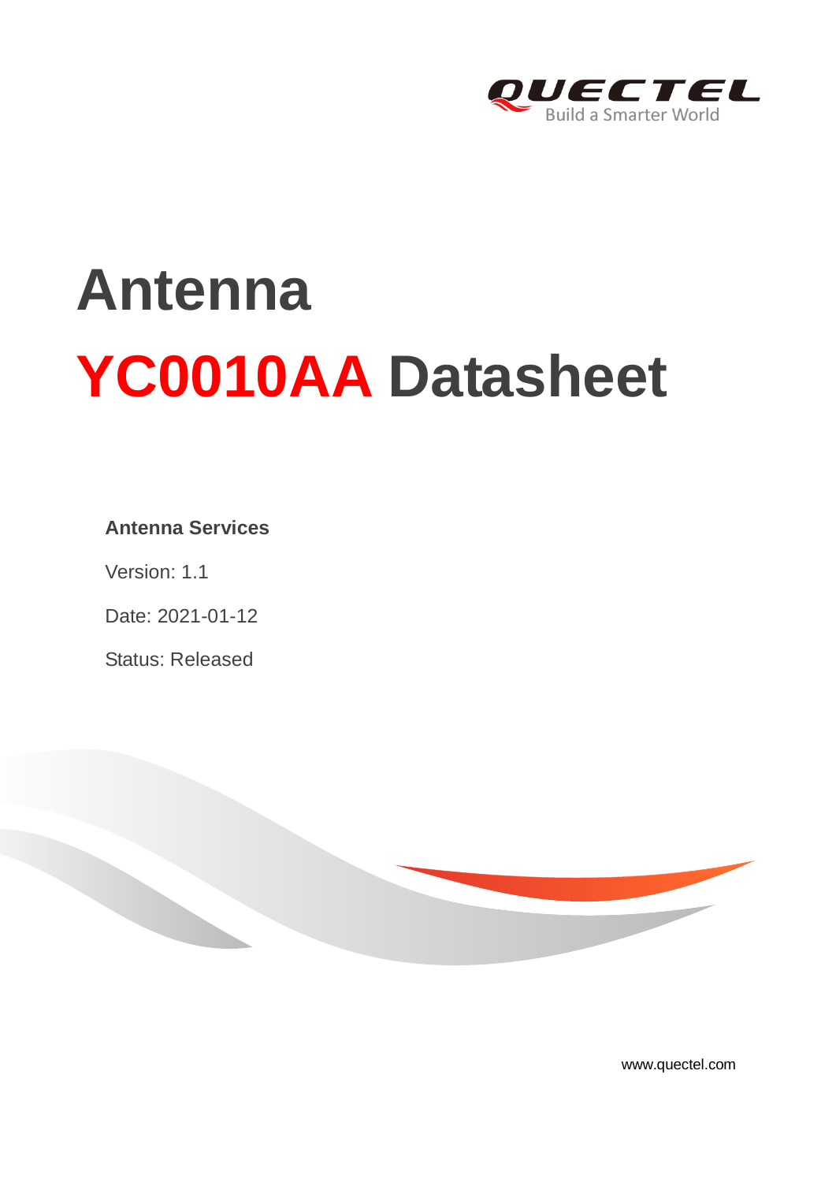# Antenna

# YC0010AA Datasheet

**Antenna Services**

Version: 1.1

Date: 2021-01-12

Status: Released

www.quectel.com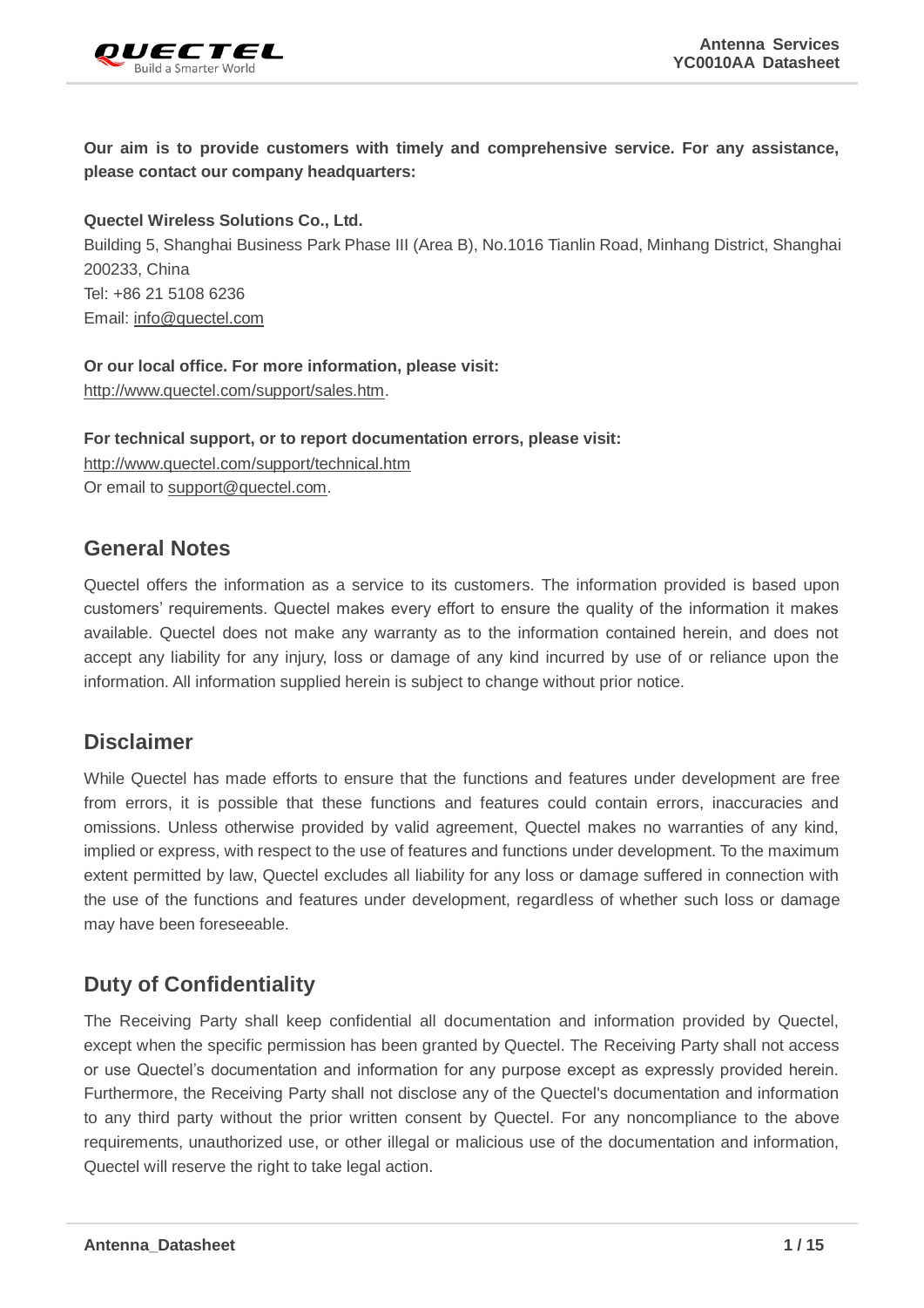**Our aim is to provide customers with timely and comprehensive service. For any assistance, please contact our company headquarters:**

**Quectel Wireless Solutions Co., Ltd.**
Building 5, Shanghai Business Park Phase III (Area B), No.1016 Tianlin Road, Minhang District, Shanghai 200233, China
Tel: +86 21 5108 6236
Email: info@quectel.com

**Or our local office. For more information, please visit:**
http://www.quectel.com/support/sales.htm.

**For technical support, or to report documentation errors, please visit:**
http://www.quectel.com/support/technical.htm
Or email to support@quectel.com.

## General Notes

Quectel offers the information as a service to its customers. The information provided is based upon customers' requirements. Quectel makes every effort to ensure the quality of the information it makes available. Quectel does not make any warranty as to the information contained herein, and does not accept any liability for any injury, loss or damage of any kind incurred by use of or reliance upon the information. All information supplied herein is subject to change without prior notice.

## Disclaimer

While Quectel has made efforts to ensure that the functions and features under development are free from errors, it is possible that these functions and features could contain errors, inaccuracies and omissions. Unless otherwise provided by valid agreement, Quectel makes no warranties of any kind, implied or express, with respect to the use of features and functions under development. To the maximum extent permitted by law, Quectel excludes all liability for any loss or damage suffered in connection with the use of the functions and features under development, regardless of whether such loss or damage may have been foreseeable.

## Duty of Confidentiality

The Receiving Party shall keep confidential all documentation and information provided by Quectel, except when the specific permission has been granted by Quectel. The Receiving Party shall not access or use Quectel's documentation and information for any purpose except as expressly provided herein. Furthermore, the Receiving Party shall not disclose any of the Quectel's documentation and information to any third party without the prior written consent by Quectel. For any noncompliance to the above requirements, unauthorized use, or other illegal or malicious use of the documentation and information, Quectel will reserve the right to take legal action.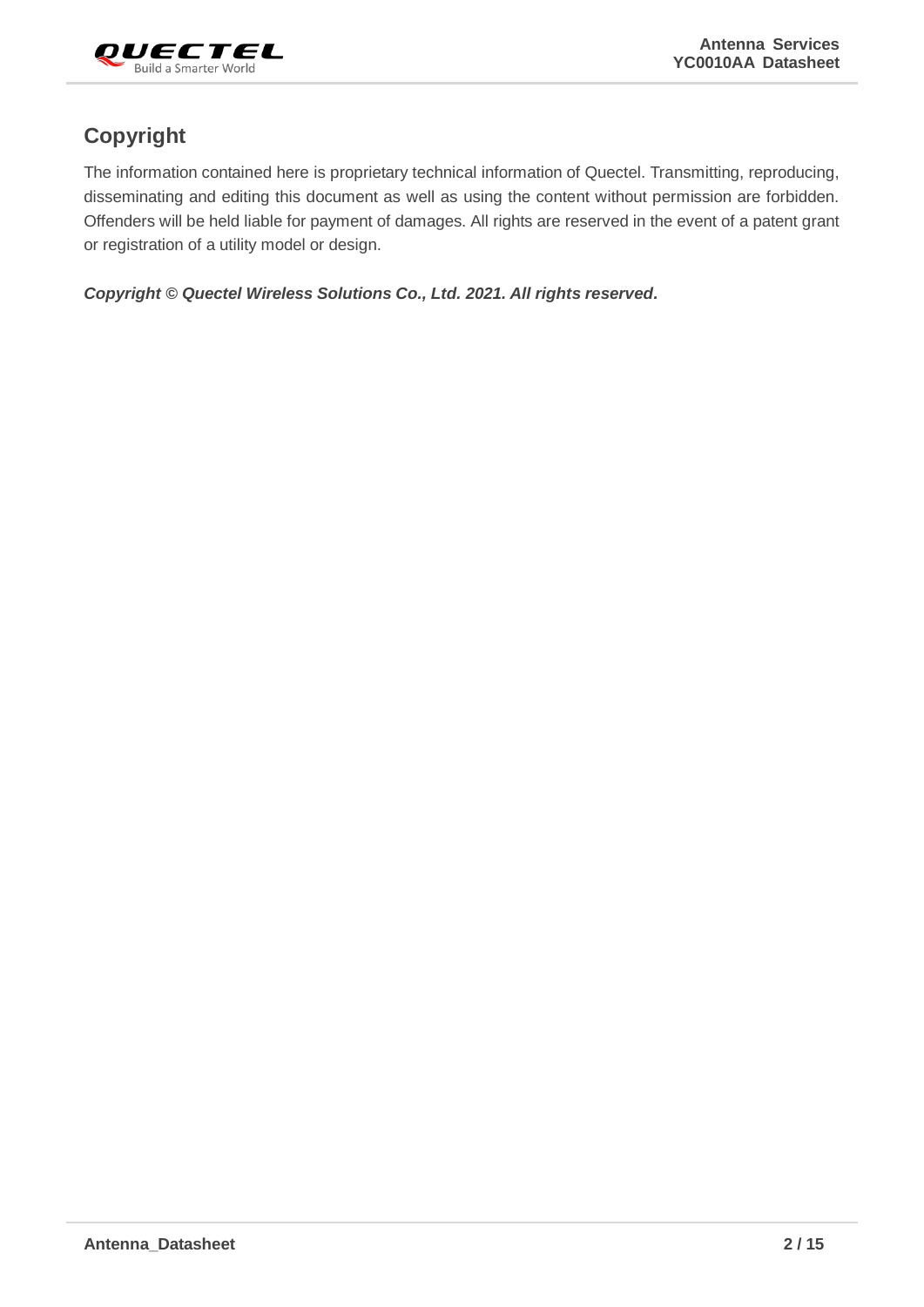## Copyright

The information contained here is proprietary technical information of Quectel. Transmitting, reproducing, disseminating and editing this document as well as using the content without permission are forbidden. Offenders will be held liable for payment of damages. All rights are reserved in the event of a patent grant or registration of a utility model or design.

***Copyright © Quectel Wireless Solutions Co., Ltd. 2021. All rights reserved.***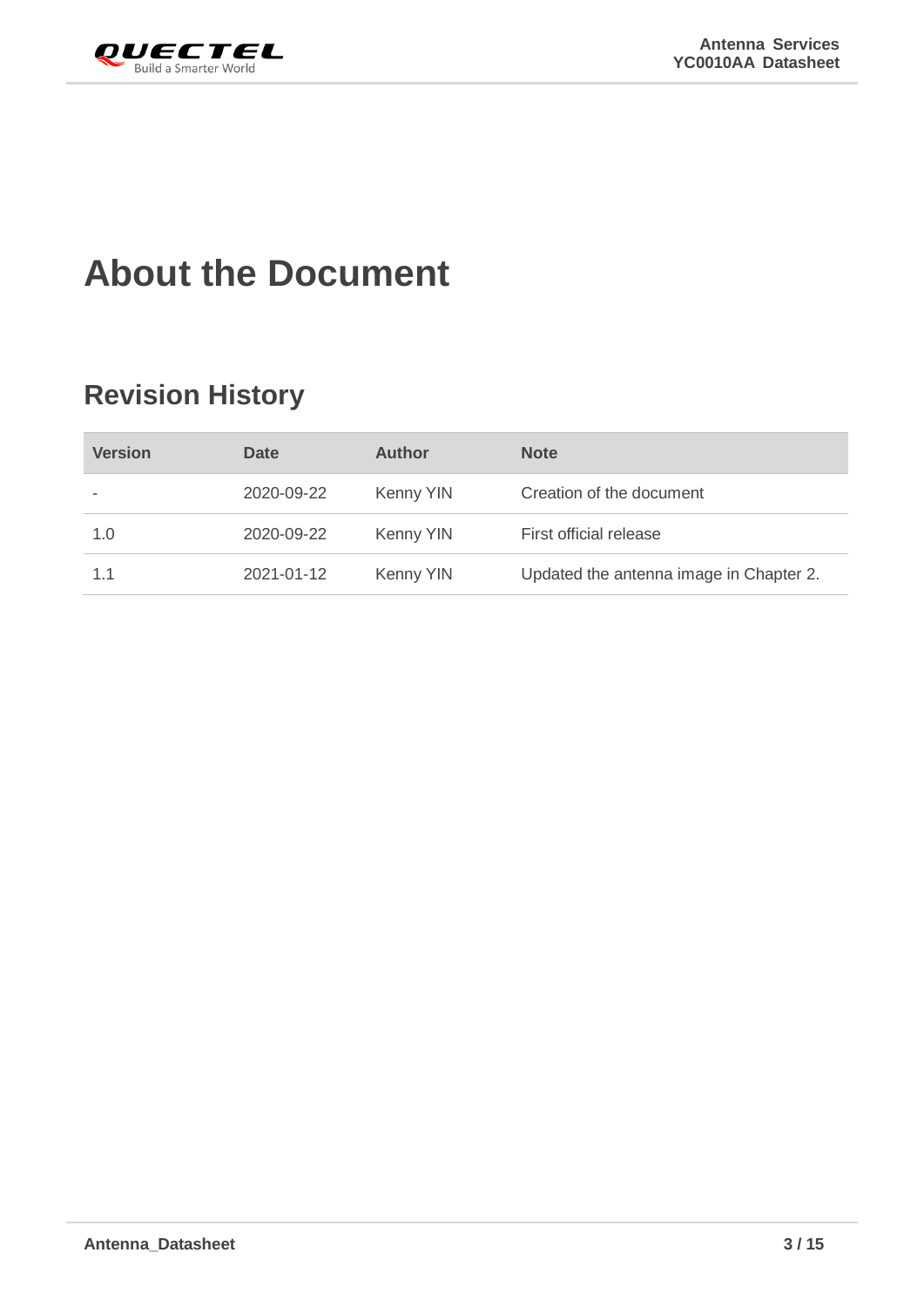# About the Document

## Revision History

| Version | Date | Author | Note |
| --- | --- | --- | --- |
| - | 2020-09-22 | Kenny YIN | Creation of the document |
| 1.0 | 2020-09-22 | Kenny YIN | First official release |
| 1.1 | 2021-01-12 | Kenny YIN | Updated the antenna image in Chapter 2. |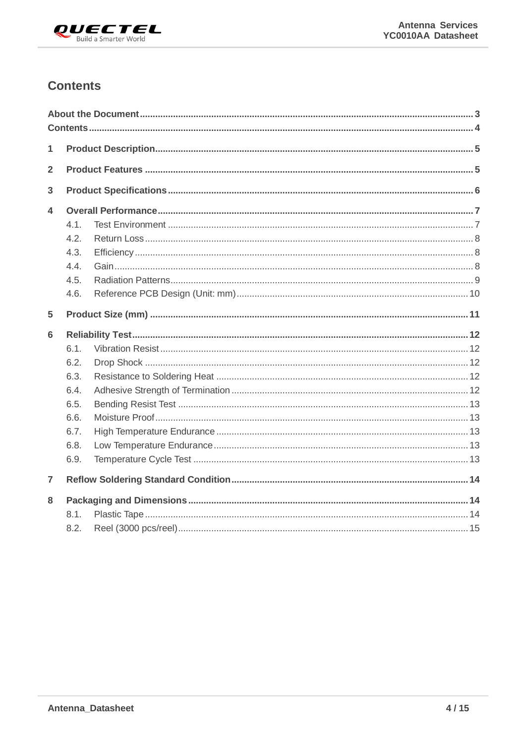# Contents

**About the Document** .......... 3
**Contents** .......... 4

**1 Product Description** .......... 5

**2 Product Features** .......... 5

**3 Product Specifications** .......... 6

**4 Overall Performance** .......... 7
- 4.1. Test Environment .......... 7
- 4.2. Return Loss .......... 8
- 4.3. Efficiency .......... 8
- 4.4. Gain .......... 8
- 4.5. Radiation Patterns .......... 9
- 4.6. Reference PCB Design (Unit: mm) .......... 10

**5 Product Size (mm)** .......... 11

**6 Reliability Test** .......... 12
- 6.1. Vibration Resist .......... 12
- 6.2. Drop Shock .......... 12
- 6.3. Resistance to Soldering Heat .......... 12
- 6.4. Adhesive Strength of Termination .......... 12
- 6.5. Bending Resist Test .......... 13
- 6.6. Moisture Proof .......... 13
- 6.7. High Temperature Endurance .......... 13
- 6.8. Low Temperature Endurance .......... 13
- 6.9. Temperature Cycle Test .......... 13

**7 Reflow Soldering Standard Condition** .......... 14

**8 Packaging and Dimensions** .......... 14
- 8.1. Plastic Tape .......... 14
- 8.2. Reel (3000 pcs/reel) .......... 15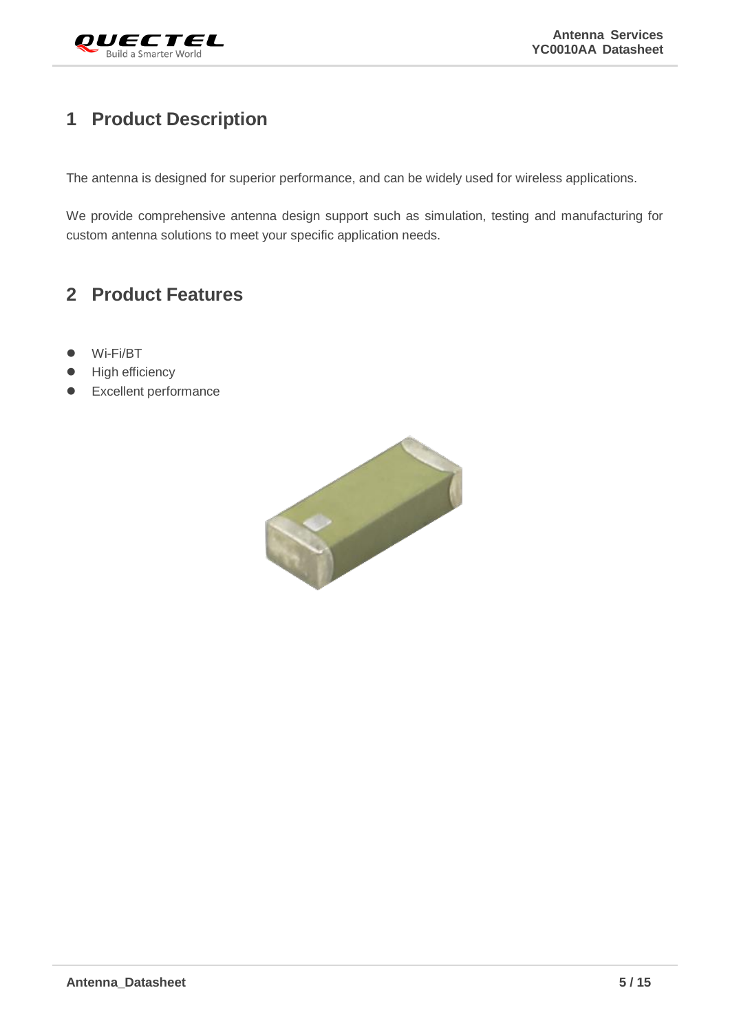# 1 Product Description

The antenna is designed for superior performance, and can be widely used for wireless applications.

We provide comprehensive antenna design support such as simulation, testing and manufacturing for custom antenna solutions to meet your specific application needs.

# 2 Product Features

- Wi-Fi/BT
- High efficiency
- Excellent performance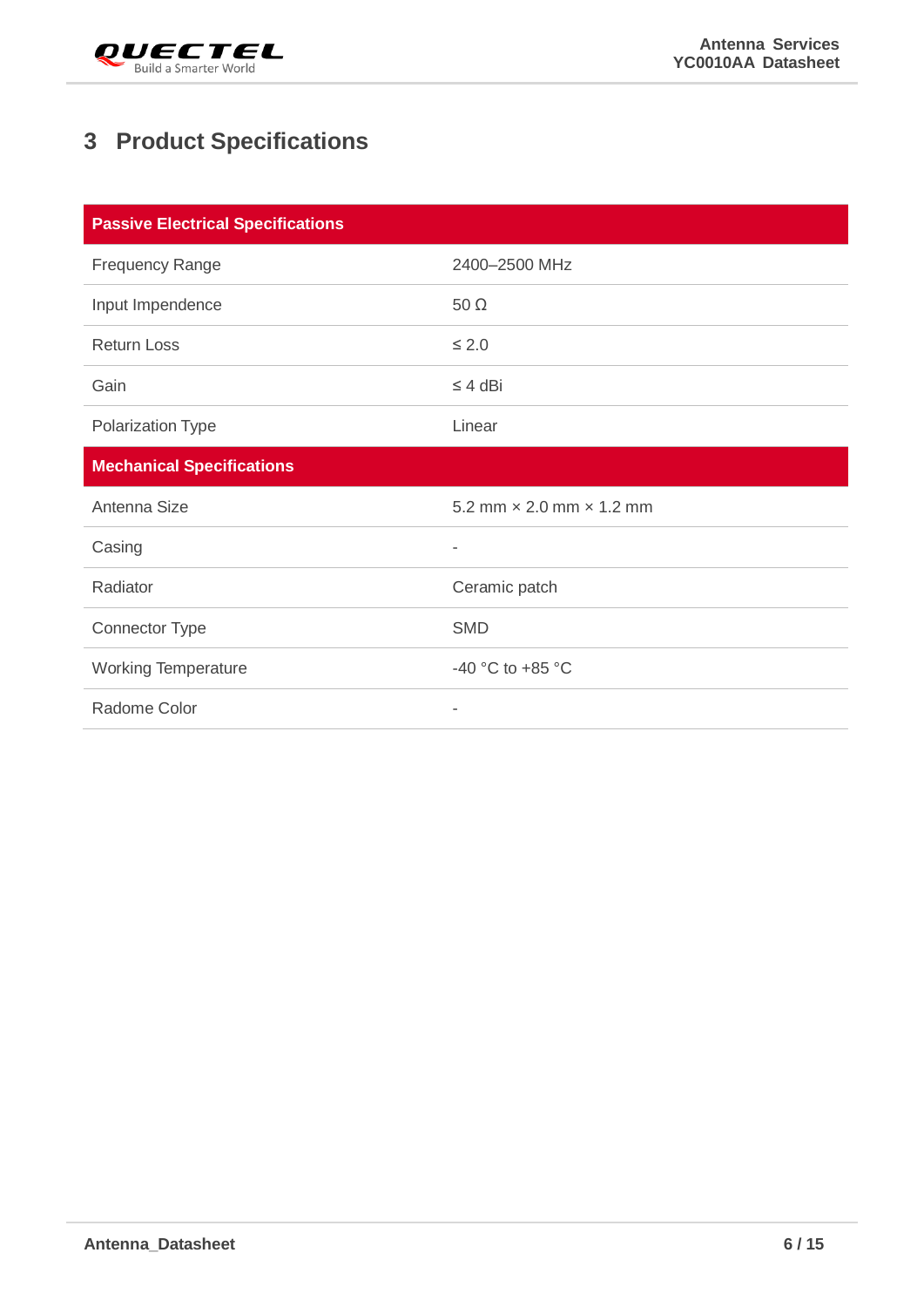# 3 Product Specifications

| Passive Electrical Specifications | |
|---|---|
| Frequency Range | 2400–2500 MHz |
| Input Impendence | 50 Ω |
| Return Loss | ≤ 2.0 |
| Gain | ≤ 4 dBi |
| Polarization Type | Linear |
| **Mechanical Specifications** | |
| Antenna Size | 5.2 mm × 2.0 mm × 1.2 mm |
| Casing | - |
| Radiator | Ceramic patch |
| Connector Type | SMD |
| Working Temperature | -40 °C to +85 °C |
| Radome Color | - |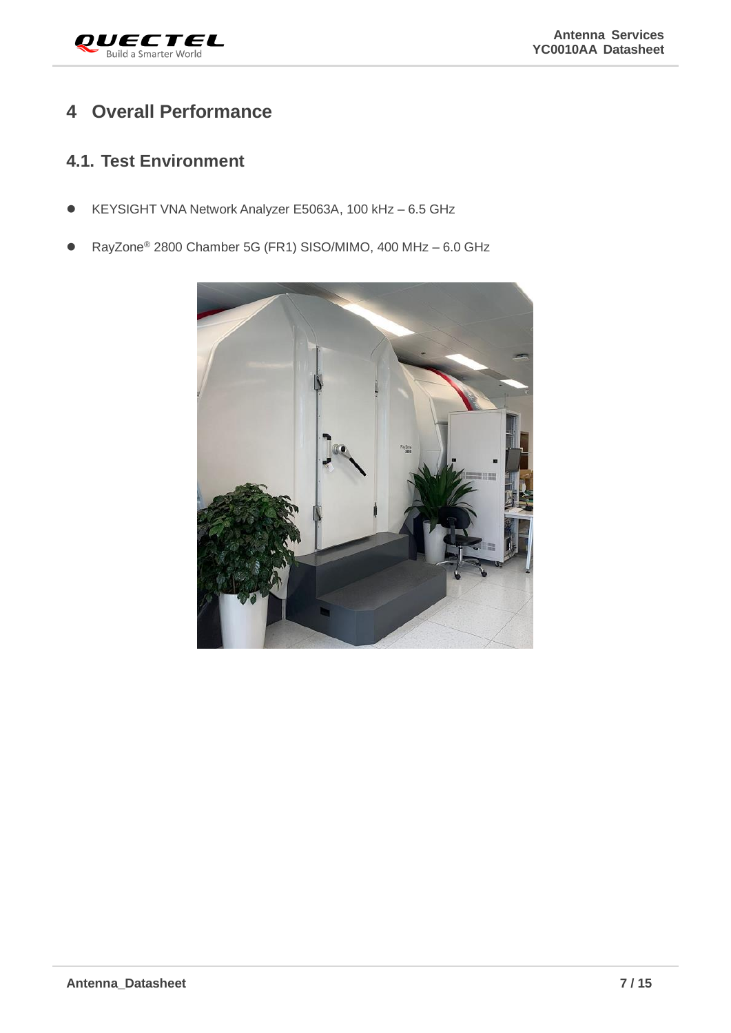# 4 Overall Performance

## 4.1. Test Environment

- KEYSIGHT VNA Network Analyzer E5063A, 100 kHz – 6.5 GHz
- RayZone® 2800 Chamber 5G (FR1) SISO/MIMO, 400 MHz – 6.0 GHz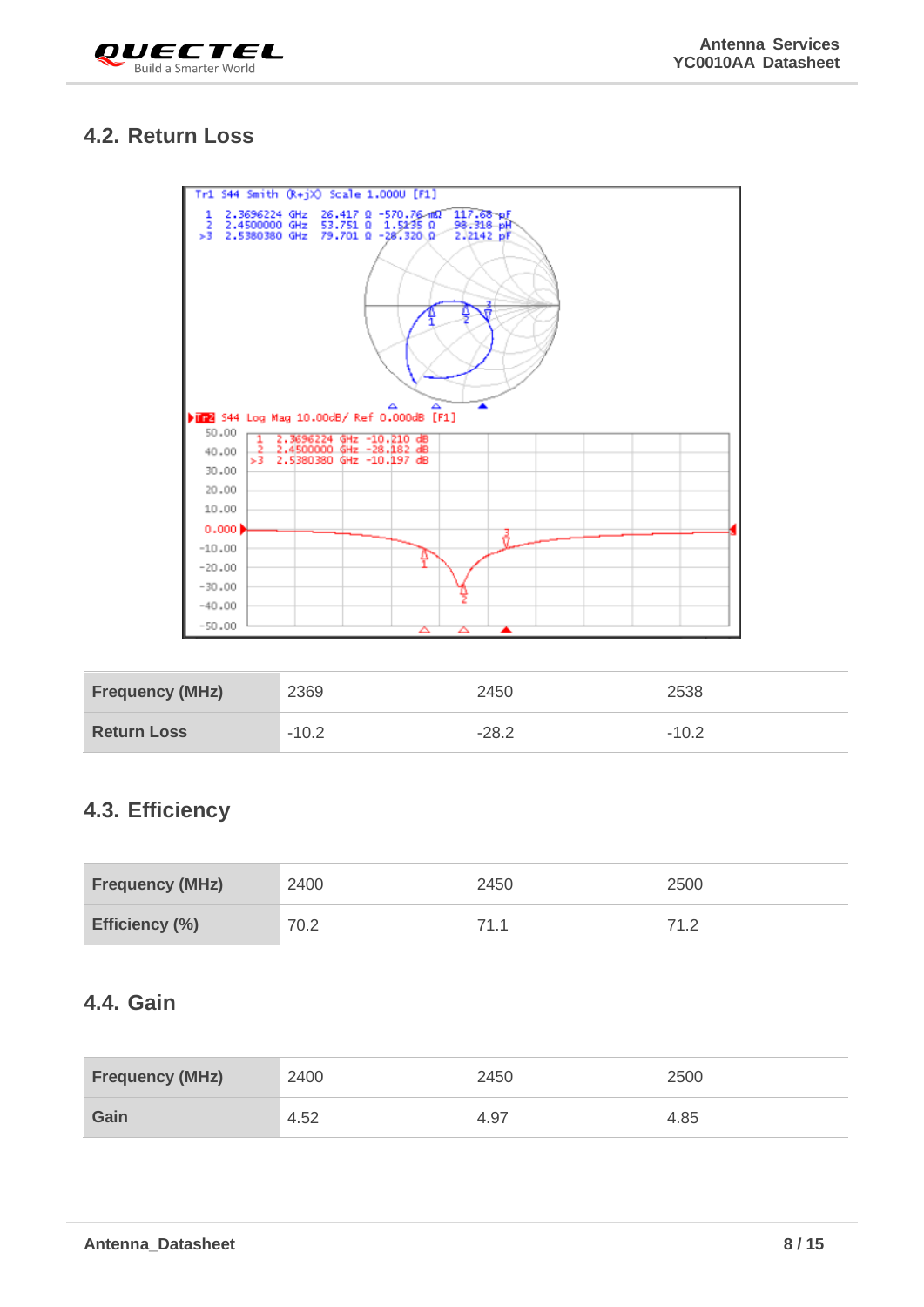## 4.2. Return Loss

| Frequency (MHz) | 2369 | 2450 | 2538 |
| --- | --- | --- | --- |
| Return Loss | -10.2 | -28.2 | -10.2 |

## 4.3. Efficiency

| Frequency (MHz) | 2400 | 2450 | 2500 |
| --- | --- | --- | --- |
| Efficiency (%) | 70.2 | 71.1 | 71.2 |

## 4.4. Gain

| Frequency (MHz) | 2400 | 2450 | 2500 |
| --- | --- | --- | --- |
| Gain | 4.52 | 4.97 | 4.85 |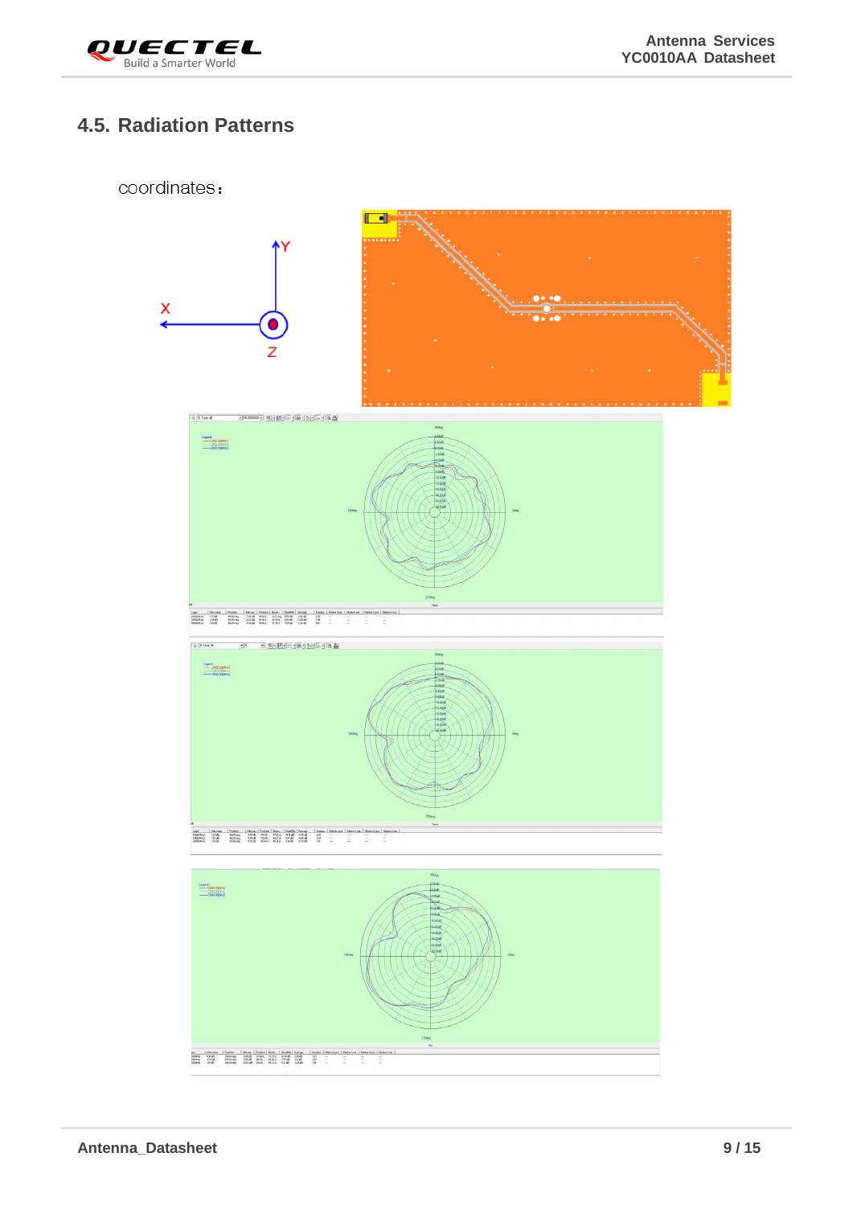## 4.5. Radiation Patterns

coordinates：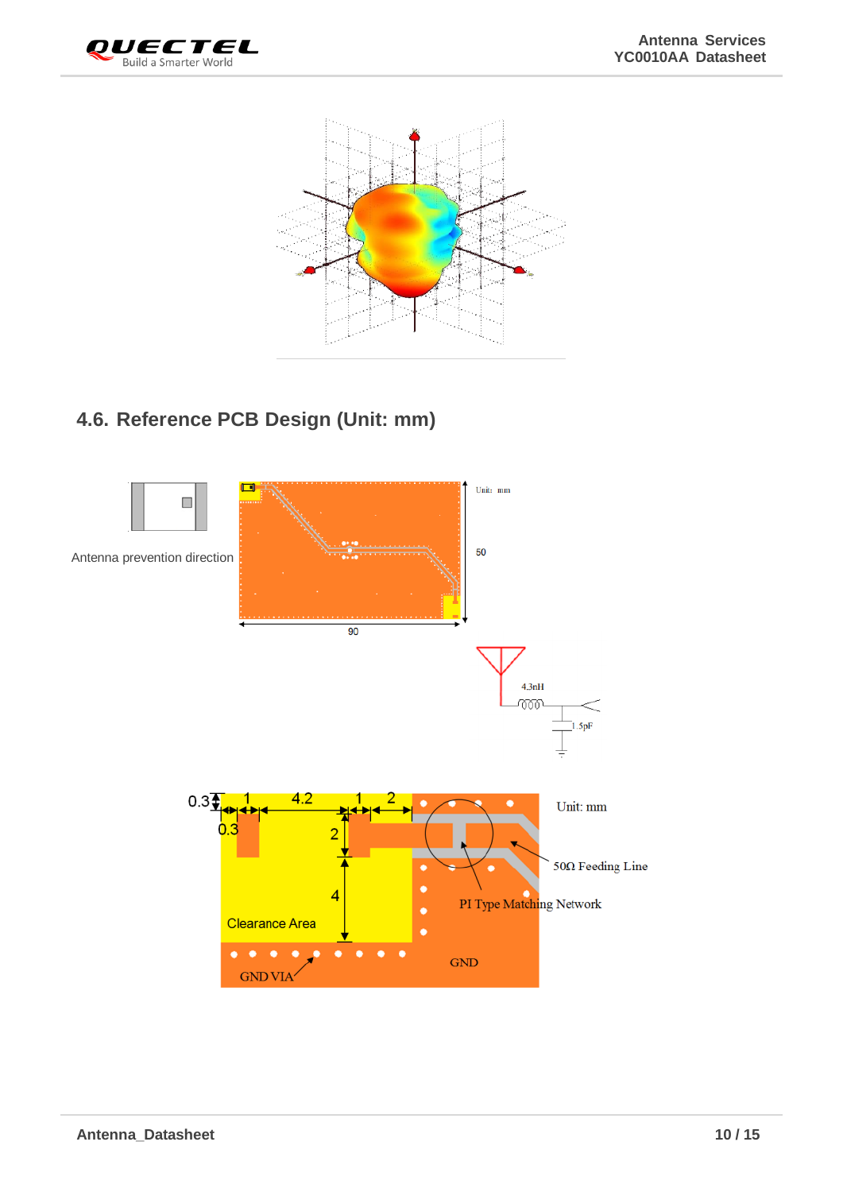## 4.6. Reference PCB Design (Unit: mm)

Antenna prevention direction

Unit: mm

50

90

4.3nH

1.5pF

0.3 1 4.2 1 2

0.3

2

4

Clearance Area

GND VIA

Unit: mm

50Ω Feeding Line

PI Type Matching Network

GND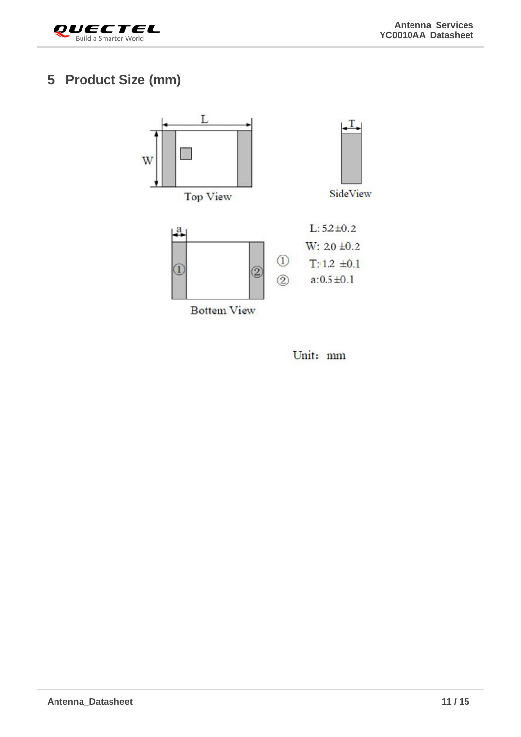# 5 Product Size (mm)

Top View

SideView

Bottem View

L: 5.2±0.2

W: 2.0 ±0.2

T: 1.2 ±0.1

a:0.5±0.1

Unit: mm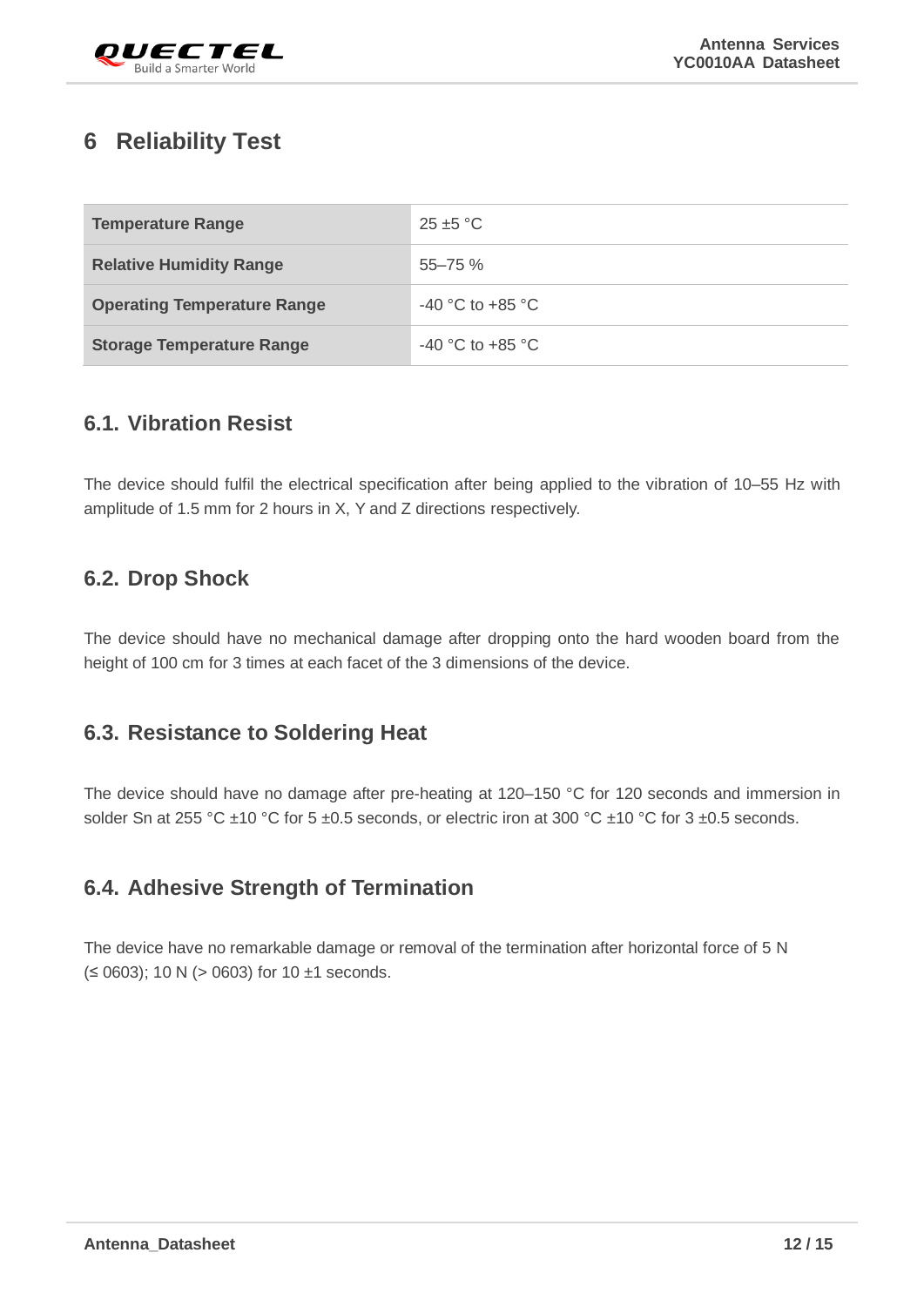# 6 Reliability Test

| Temperature Range | 25 ±5 °C |
| --- | --- |
| Relative Humidity Range | 55–75 % |
| Operating Temperature Range | -40 °C to +85 °C |
| Storage Temperature Range | -40 °C to +85 °C |

## 6.1. Vibration Resist

The device should fulfil the electrical specification after being applied to the vibration of 10–55 Hz with amplitude of 1.5 mm for 2 hours in X, Y and Z directions respectively.

## 6.2. Drop Shock

The device should have no mechanical damage after dropping onto the hard wooden board from the height of 100 cm for 3 times at each facet of the 3 dimensions of the device.

## 6.3. Resistance to Soldering Heat

The device should have no damage after pre-heating at 120–150 °C for 120 seconds and immersion in solder Sn at 255 °C ±10 °C for 5 ±0.5 seconds, or electric iron at 300 °C ±10 °C for 3 ±0.5 seconds.

## 6.4. Adhesive Strength of Termination

The device have no remarkable damage or removal of the termination after horizontal force of 5 N (≤ 0603); 10 N (> 0603) for 10 ±1 seconds.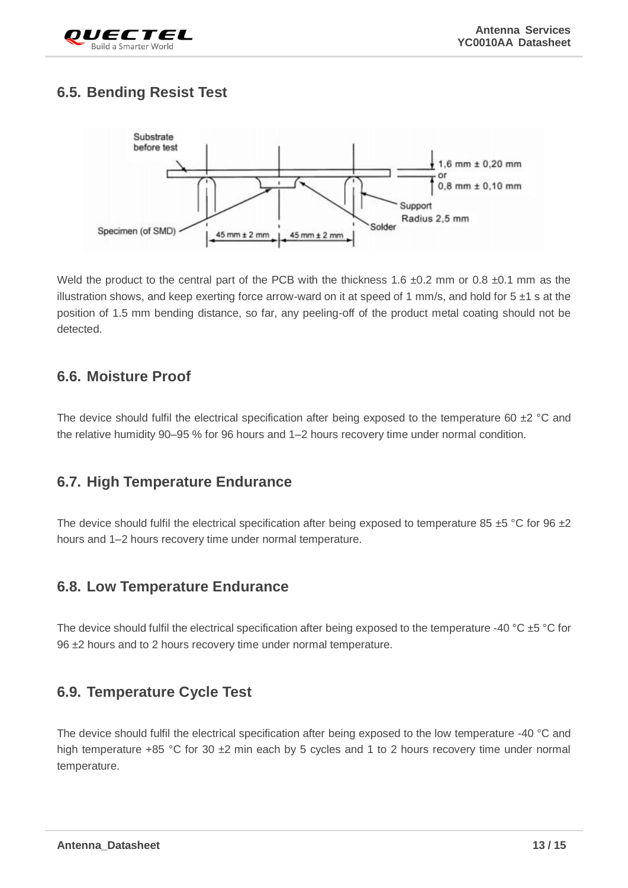## 6.5. Bending Resist Test

Weld the product to the central part of the PCB with the thickness 1.6 ±0.2 mm or 0.8 ±0.1 mm as the illustration shows, and keep exerting force arrow-ward on it at speed of 1 mm/s, and hold for 5 ±1 s at the position of 1.5 mm bending distance, so far, any peeling-off of the product metal coating should not be detected.

## 6.6. Moisture Proof

The device should fulfil the electrical specification after being exposed to the temperature 60 ±2 °C and the relative humidity 90–95 % for 96 hours and 1–2 hours recovery time under normal condition.

## 6.7. High Temperature Endurance

The device should fulfil the electrical specification after being exposed to temperature 85 ±5 °C for 96 ±2 hours and 1–2 hours recovery time under normal temperature.

## 6.8. Low Temperature Endurance

The device should fulfil the electrical specification after being exposed to the temperature -40 °C ±5 °C for 96 ±2 hours and to 2 hours recovery time under normal temperature.

## 6.9. Temperature Cycle Test

The device should fulfil the electrical specification after being exposed to the low temperature -40 °C and high temperature +85 °C for 30 ±2 min each by 5 cycles and 1 to 2 hours recovery time under normal temperature.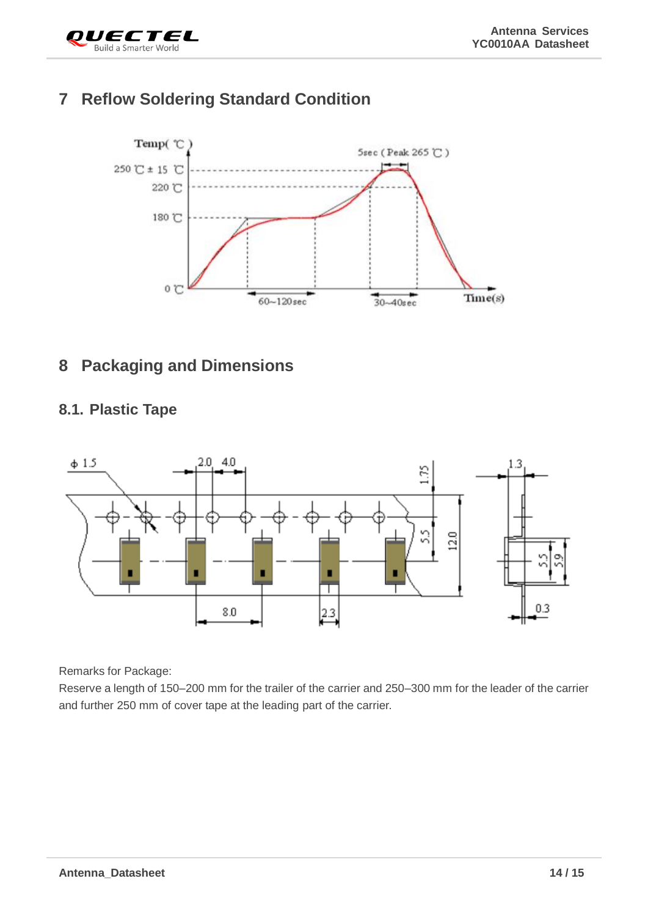# 7 Reflow Soldering Standard Condition

# 8 Packaging and Dimensions

## 8.1. Plastic Tape

Remarks for Package:

Reserve a length of 150–200 mm for the trailer of the carrier and 250–300 mm for the leader of the carrier and further 250 mm of cover tape at the leading part of the carrier.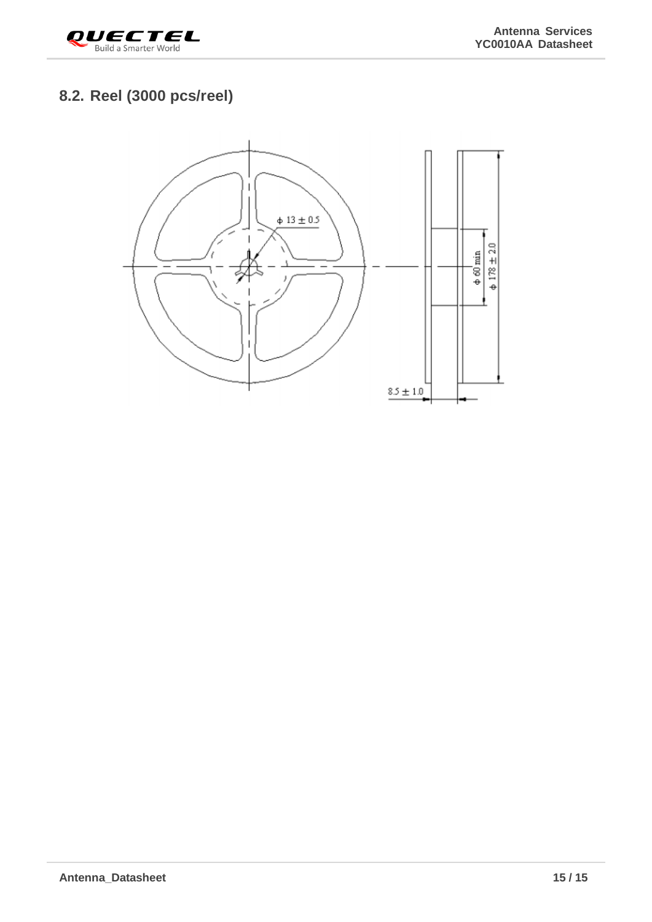## 8.2. Reel (3000 pcs/reel)

ϕ 13 ± 0.5

ϕ 60 min

ϕ 178 ± 2.0

8.5 ± 1.0